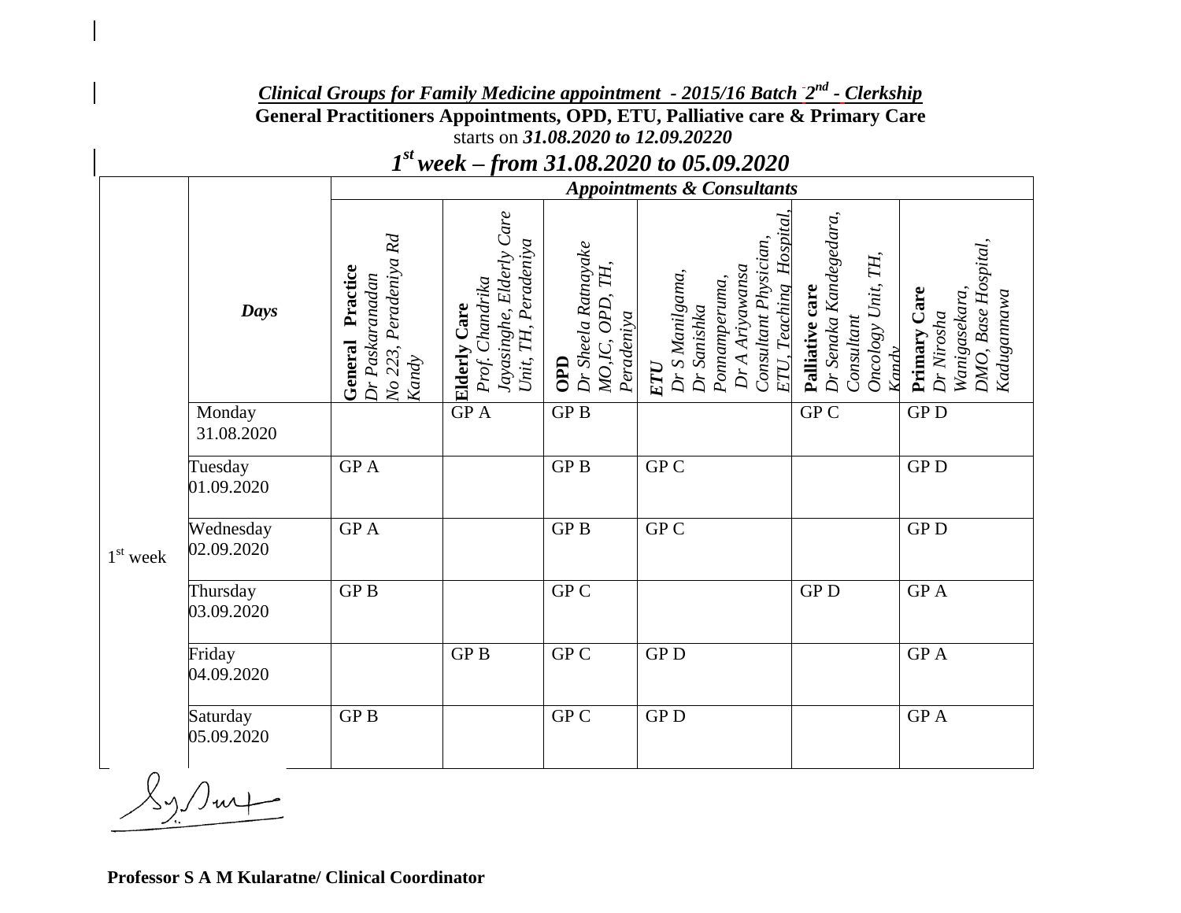***Clinical Groups for Family Medicine appointment - 2015/16 Batch 2nd - Clerkship***

**General Practitioners Appointments, OPD, ETU, Palliative care & Primary Care**

starts on ***31.08.2020 to 12.09.20220***

## *1st week – from 31.08.2020 to 05.09.2020*

| | | ***Appointments & Consultants*** | | | | | |
|---|---|---|---|---|---|---|---|
| | ***Days*** | **General Practice** *Dr Paskaranadan No 223, Peradeniya Rd Kandy* | **Elderly Care** *Prof. Chandrika Jayasinghe, Elderly Care Unit, TH, Peradeniya* | **OPD** *Dr Sheela Ratnayake MO,IC, OPD, TH, Peradeniya* | ***ETU*** *Dr S Manilgama, Dr Sanishka Ponnamperuma, Dr A Ariyawansa Consultant Physician, ETU, Teaching Hospital,* | **Palliative care** *Dr Senaka Kandegedara, Consultant Oncology Unit, TH, Kandy* | **Primary Care** *Dr Nirosha Wanigasekara, DMO, Base Hospital, Kadugannawa* |
| 1st week | Monday 31.08.2020 | | GP A | GP B | | GP C | GP D |
| | Tuesday 01.09.2020 | GP A | | GP B | GP C | | GP D |
| | Wednesday 02.09.2020 | GP A | | GP B | GP C | | GP D |
| | Thursday 03.09.2020 | GP B | | GP C | | GP D | GP A |
| | Friday 04.09.2020 | | GP B | GP C | GP D | | GP A |
| | Saturday 05.09.2020 | GP B | | GP C | GP D | | GP A |

**Professor S A M Kularatne/ Clinical Coordinator**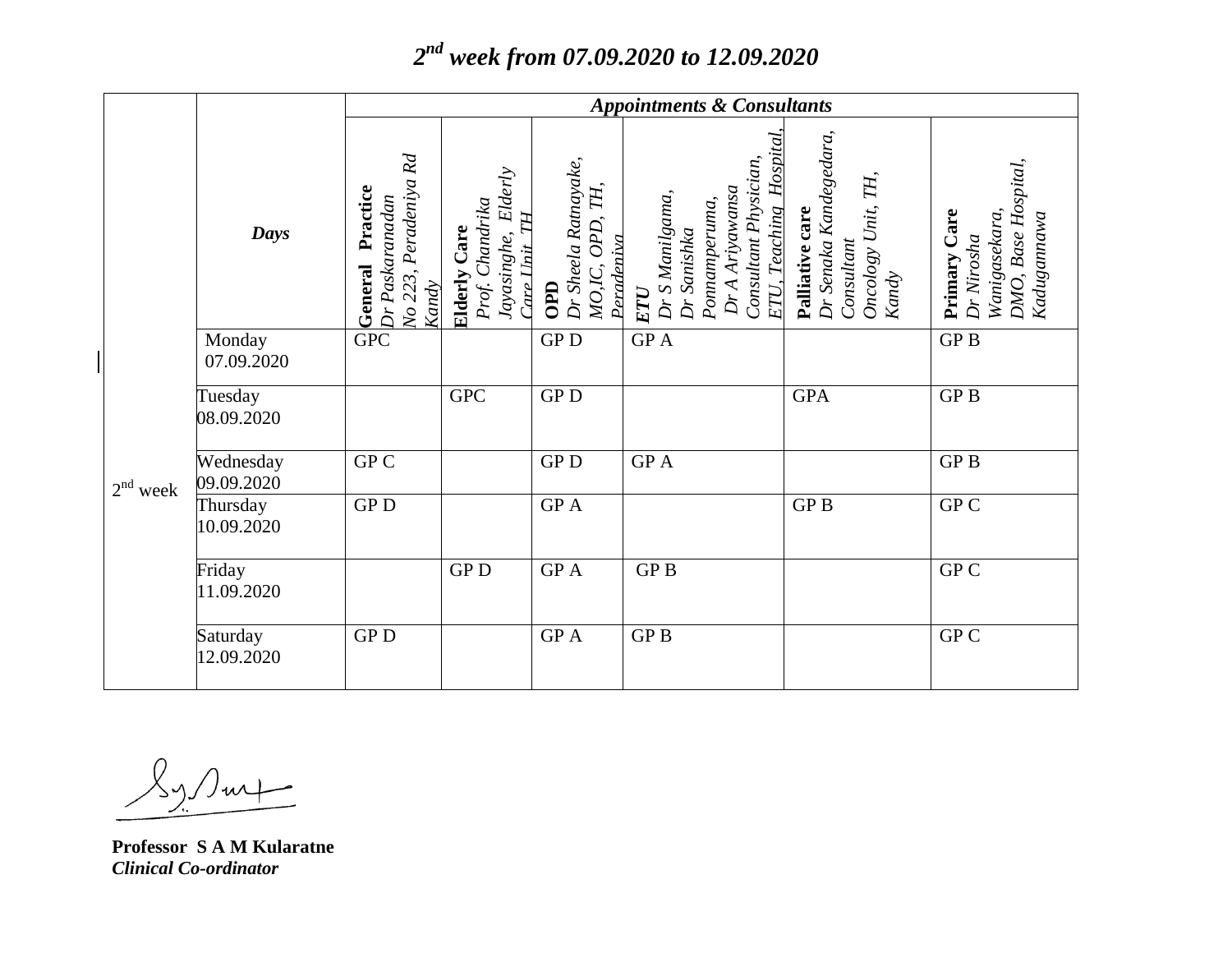# $2^{nd}$ week from 07.09.2020 to 12.09.2020

| | Days | ***Appointments & Consultants*** | | | | | |
|---|---|---|---|---|---|---|---|
| | | **General Practice** *Dr Paskaranadan No 223, Peradeniya Rd Kandy* | **Elderly Care** *Prof. Chandrika Jayasinghe, Elderly Care Unit TH* | **OPD** *Dr Sheela Ratnayake, MO,IC, OPD, TH, Peradeniya* | ***ETU*** *Dr S Manilgama, Dr Sanishka Ponnamperuma, Dr A Ariyawansa Consultant Physician, ETU, Teaching Hospital,* | **Palliative care** *Dr Senaka Kandegedara, Consultant Oncology Unit, TH, Kandy* | **Primary Care** *Dr Nirosha Wanigasekara, DMO, Base Hospital, Kadugannawa* |
| 2nd week | Monday 07.09.2020 | GPC | | GP D | GP A | | GP B |
| | Tuesday 08.09.2020 | | GPC | GP D | | GPA | GP B |
| | Wednesday 09.09.2020 | GP C | | GP D | GP A | | GP B |
| | Thursday 10.09.2020 | GP D | | GP A | | GP B | GP C |
| | Friday 11.09.2020 | | GP D | GP A | GP B | | GP C |
| | Saturday 12.09.2020 | GP D | | GP A | GP B | | GP C |

**Professor S A M Kularatne**
***Clinical Co-ordinator***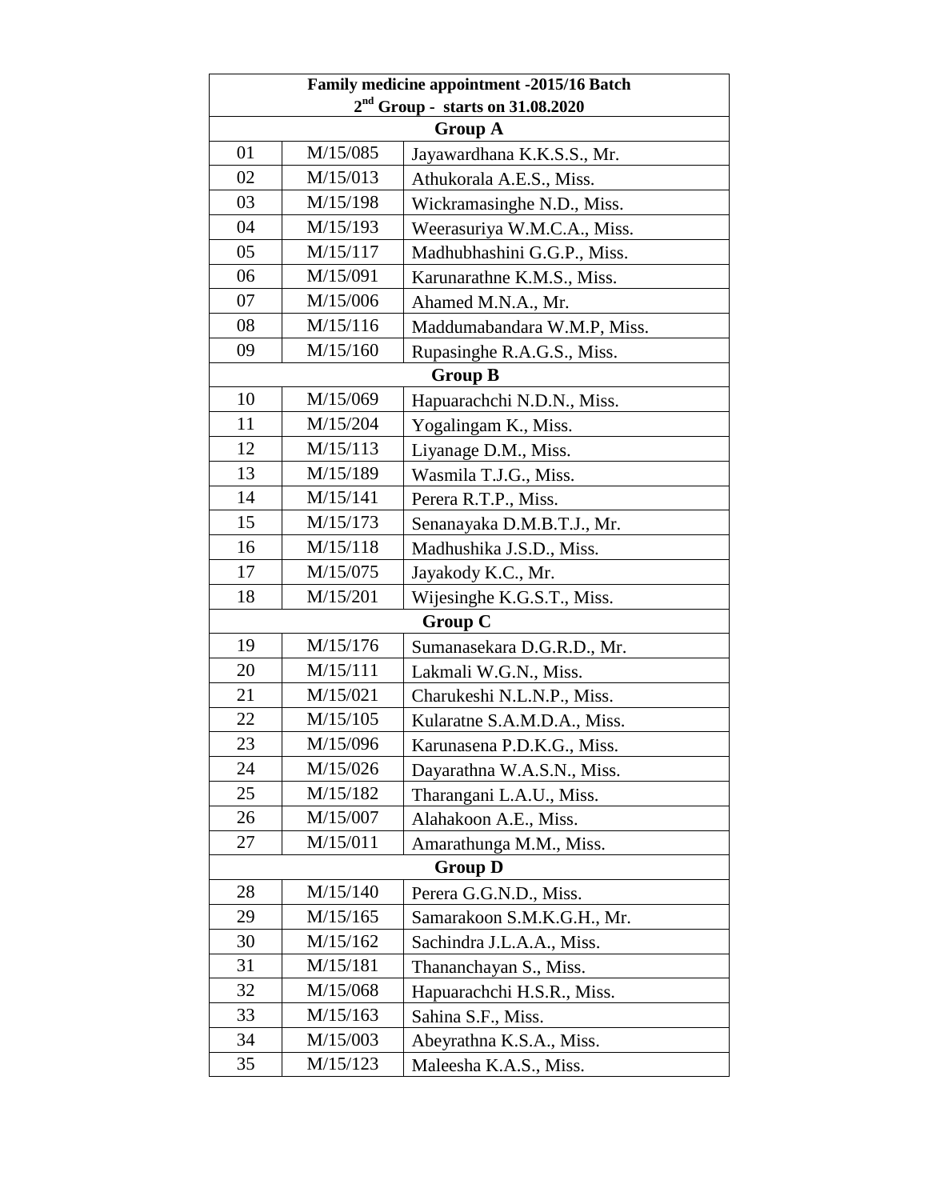| | | |
|---|---|---|
| **Family medicine appointment -2015/16 Batch** | | |
| **2nd Group - starts on 31.08.2020** | | |
| **Group A** | | |
| 01 | M/15/085 | Jayawardhana K.K.S.S., Mr. |
| 02 | M/15/013 | Athukorala A.E.S., Miss. |
| 03 | M/15/198 | Wickramasinghe N.D., Miss. |
| 04 | M/15/193 | Weerasuriya W.M.C.A., Miss. |
| 05 | M/15/117 | Madhubhashini G.G.P., Miss. |
| 06 | M/15/091 | Karunarathne K.M.S., Miss. |
| 07 | M/15/006 | Ahamed M.N.A., Mr. |
| 08 | M/15/116 | Maddumabandara W.M.P, Miss. |
| 09 | M/15/160 | Rupasinghe R.A.G.S., Miss. |
| **Group B** | | |
| 10 | M/15/069 | Hapuarachchi N.D.N., Miss. |
| 11 | M/15/204 | Yogalingam K., Miss. |
| 12 | M/15/113 | Liyanage D.M., Miss. |
| 13 | M/15/189 | Wasmila T.J.G., Miss. |
| 14 | M/15/141 | Perera R.T.P., Miss. |
| 15 | M/15/173 | Senanayaka D.M.B.T.J., Mr. |
| 16 | M/15/118 | Madhushika J.S.D., Miss. |
| 17 | M/15/075 | Jayakody K.C., Mr. |
| 18 | M/15/201 | Wijesinghe K.G.S.T., Miss. |
| **Group C** | | |
| 19 | M/15/176 | Sumanasekara D.G.R.D., Mr. |
| 20 | M/15/111 | Lakmali W.G.N., Miss. |
| 21 | M/15/021 | Charukeshi N.L.N.P., Miss. |
| 22 | M/15/105 | Kularatne S.A.M.D.A., Miss. |
| 23 | M/15/096 | Karunasena P.D.K.G., Miss. |
| 24 | M/15/026 | Dayarathna W.A.S.N., Miss. |
| 25 | M/15/182 | Tharangani L.A.U., Miss. |
| 26 | M/15/007 | Alahakoon A.E., Miss. |
| 27 | M/15/011 | Amarathunga M.M., Miss. |
| **Group D** | | |
| 28 | M/15/140 | Perera G.G.N.D., Miss. |
| 29 | M/15/165 | Samarakoon S.M.K.G.H., Mr. |
| 30 | M/15/162 | Sachindra J.L.A.A., Miss. |
| 31 | M/15/181 | Thananchayan S., Miss. |
| 32 | M/15/068 | Hapuarachchi H.S.R., Miss. |
| 33 | M/15/163 | Sahina S.F., Miss. |
| 34 | M/15/003 | Abeyrathna K.S.A., Miss. |
| 35 | M/15/123 | Maleesha K.A.S., Miss. |